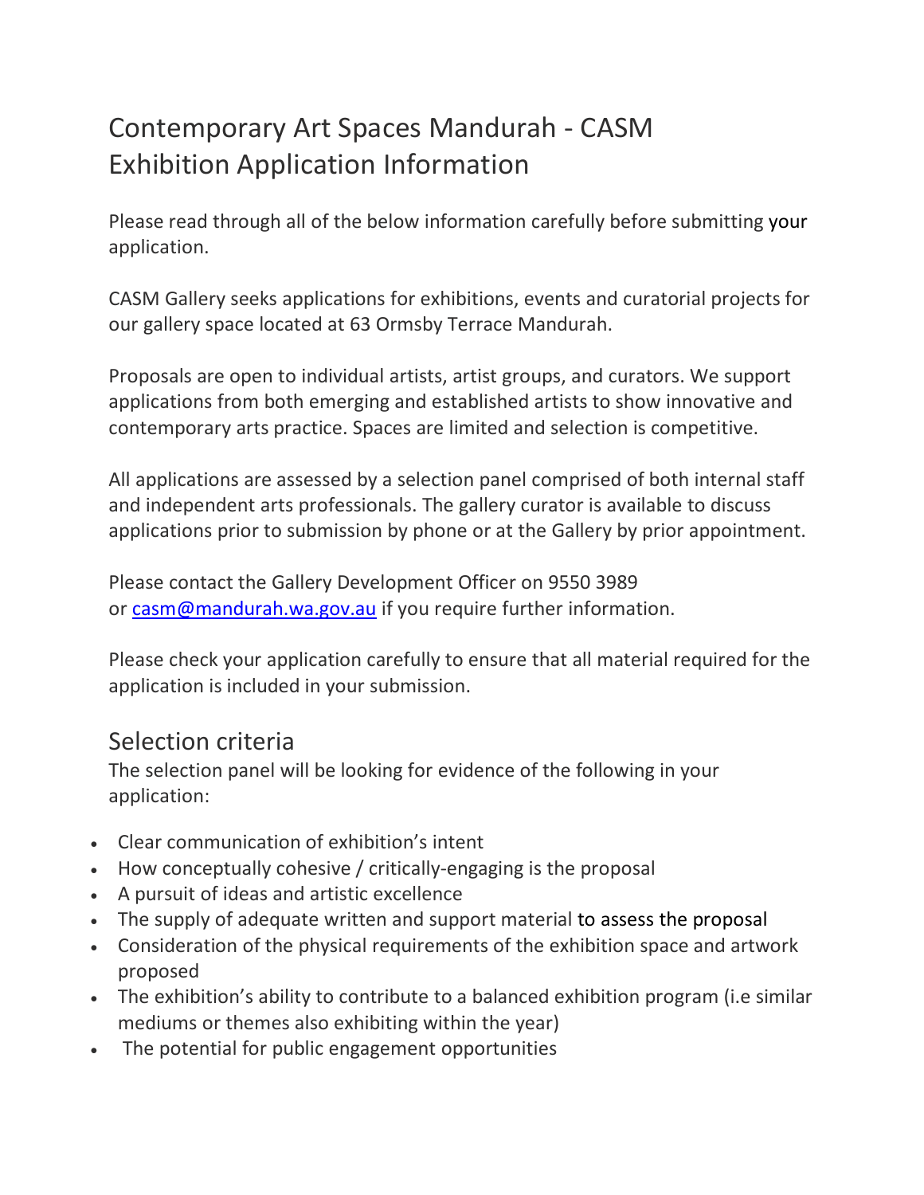# Contemporary Art Spaces Mandurah - CASM Exhibition Application Information

Please read through all of the below information carefully before submitting your application.

CASM Gallery seeks applications for exhibitions, events and curatorial projects for our gallery space located at 63 Ormsby Terrace Mandurah.

Proposals are open to individual artists, artist groups, and curators. We support applications from both emerging and established artists to show innovative and contemporary arts practice. Spaces are limited and selection is competitive.

All applications are assessed by a selection panel comprised of both internal staff and independent arts professionals. The gallery curator is available to discuss applications prior to submission by phone or at the Gallery by prior appointment.

Please contact the Gallery Development Officer on 9550 3989 or [casm@mandurah.wa.gov.au](mailto:casm@mandurah.wa.gov.au) if you require further information.

Please check your application carefully to ensure that all material required for the application is included in your submission.

## Selection criteria

The selection panel will be looking for evidence of the following in your application:

- Clear communication of exhibition's intent
- How conceptually cohesive / critically-engaging is the proposal
- A pursuit of ideas and artistic excellence
- The supply of adequate written and support material to assess the proposal
- Consideration of the physical requirements of the exhibition space and artwork proposed
- The exhibition's ability to contribute to a balanced exhibition program (i.e similar mediums or themes also exhibiting within the year)
- The potential for public engagement opportunities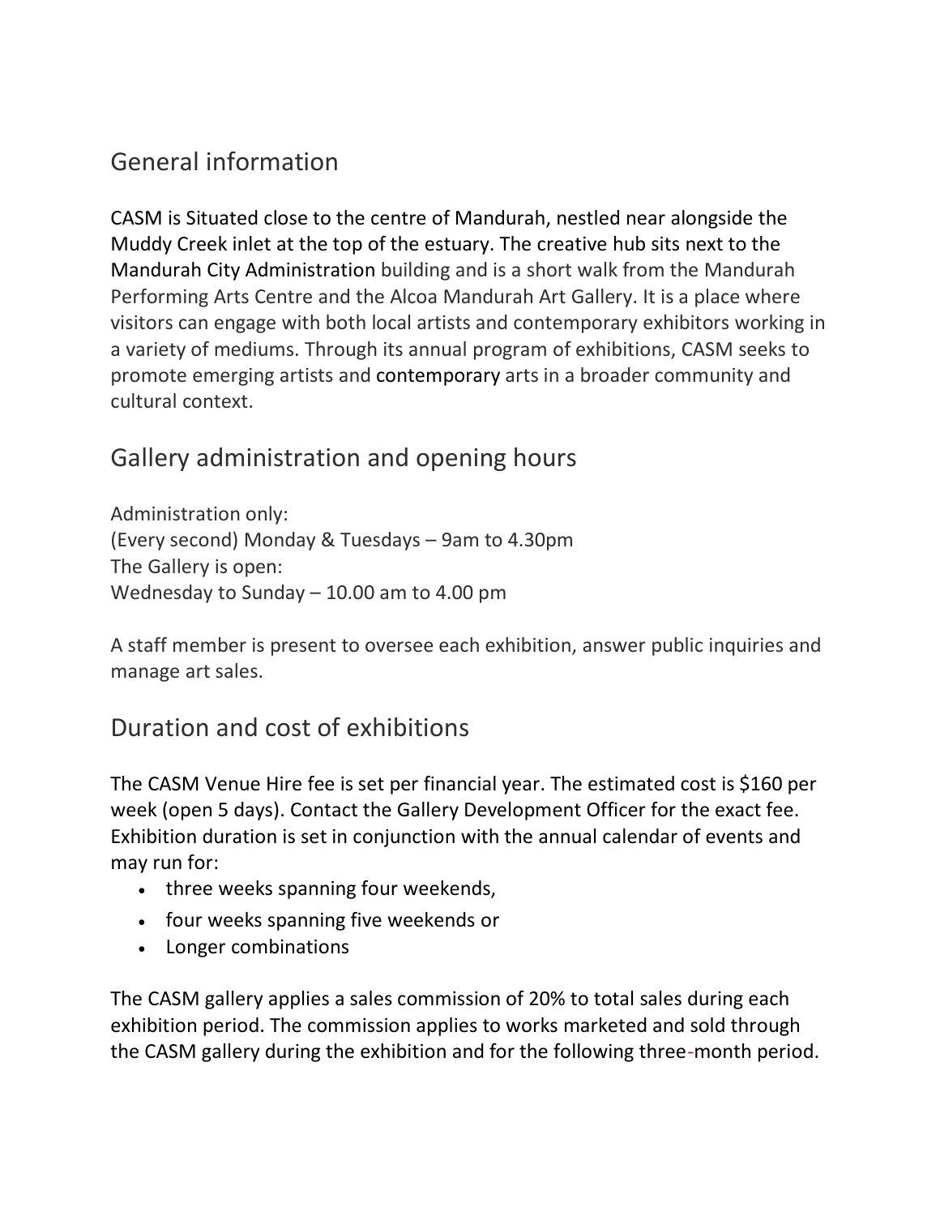## General information

CASM is Situated close to the centre of Mandurah, nestled near alongside the Muddy Creek inlet at the top of the estuary. The creative hub sits next to the Mandurah City Administration building and is a short walk from the Mandurah Performing Arts Centre and the Alcoa Mandurah Art Gallery. It is a place where visitors can engage with both local artists and contemporary exhibitors working in a variety of mediums. Through its annual program of exhibitions, CASM seeks to promote emerging artists and contemporary arts in a broader community and cultural context.

## Gallery administration and opening hours

Administration only:
(Every second) Monday & Tuesdays – 9am to 4.30pm
The Gallery is open:
Wednesday to Sunday – 10.00 am to 4.00 pm

A staff member is present to oversee each exhibition, answer public inquiries and manage art sales.

## Duration and cost of exhibitions

The CASM Venue Hire fee is set per financial year. The estimated cost is $160 per week (open 5 days). Contact the Gallery Development Officer for the exact fee. Exhibition duration is set in conjunction with the annual calendar of events and may run for:

- three weeks spanning four weekends,
- four weeks spanning five weekends or
- Longer combinations

The CASM gallery applies a sales commission of 20% to total sales during each exhibition period. The commission applies to works marketed and sold through the CASM gallery during the exhibition and for the following three-month period.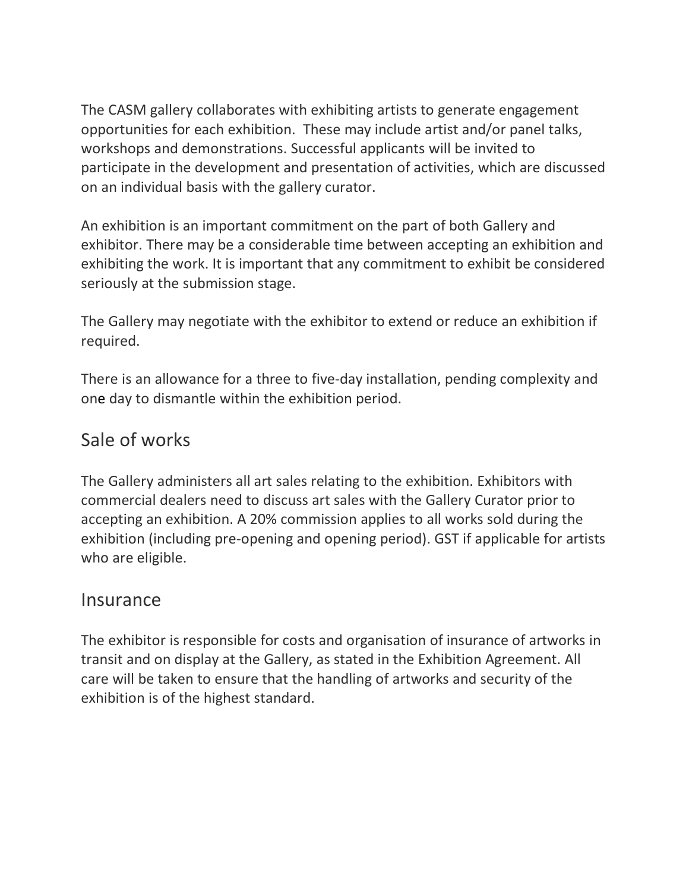The CASM gallery collaborates with exhibiting artists to generate engagement opportunities for each exhibition. These may include artist and/or panel talks, workshops and demonstrations. Successful applicants will be invited to participate in the development and presentation of activities, which are discussed on an individual basis with the gallery curator.

An exhibition is an important commitment on the part of both Gallery and exhibitor. There may be a considerable time between accepting an exhibition and exhibiting the work. It is important that any commitment to exhibit be considered seriously at the submission stage.

The Gallery may negotiate with the exhibitor to extend or reduce an exhibition if required.

There is an allowance for a three to five-day installation, pending complexity and one day to dismantle within the exhibition period.

## Sale of works

The Gallery administers all art sales relating to the exhibition. Exhibitors with commercial dealers need to discuss art sales with the Gallery Curator prior to accepting an exhibition. A 20% commission applies to all works sold during the exhibition (including pre-opening and opening period). GST if applicable for artists who are eligible.

## Insurance

The exhibitor is responsible for costs and organisation of insurance of artworks in transit and on display at the Gallery, as stated in the Exhibition Agreement. All care will be taken to ensure that the handling of artworks and security of the exhibition is of the highest standard.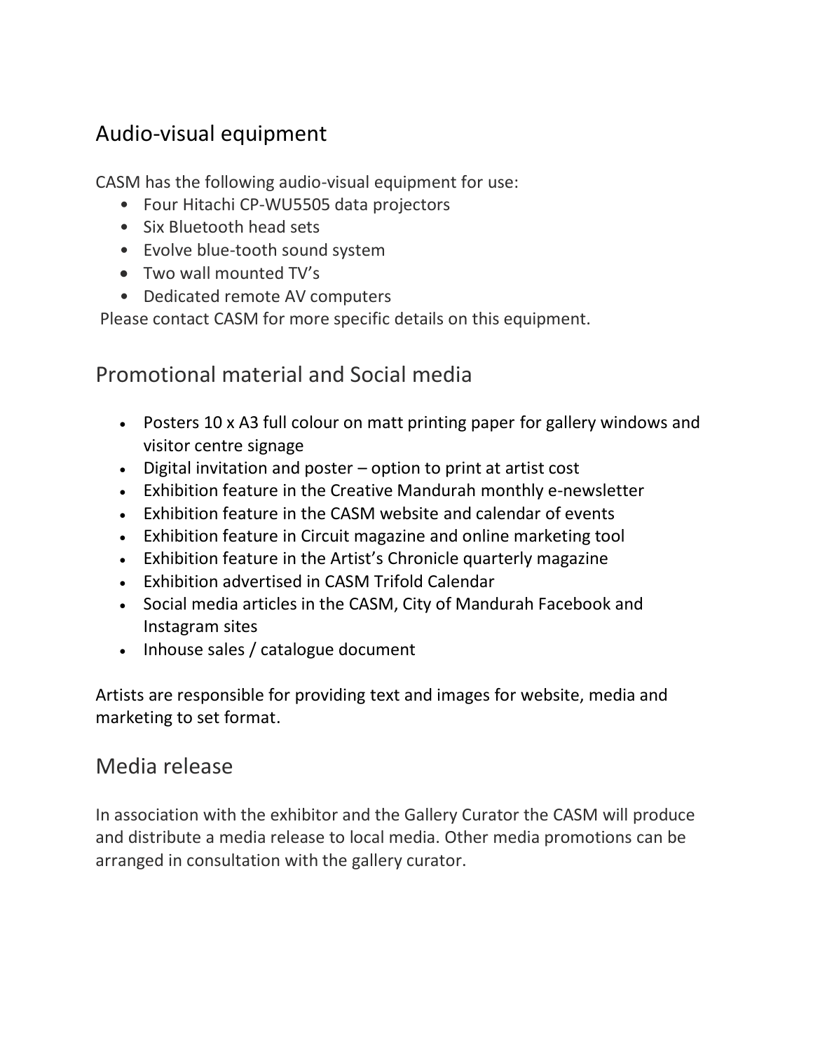## Audio-visual equipment

CASM has the following audio-visual equipment for use:

- Four Hitachi CP-WU5505 data projectors
- Six Bluetooth head sets
- Evolve blue-tooth sound system
- Two wall mounted TV's
- Dedicated remote AV computers

Please contact CASM for more specific details on this equipment.

## Promotional material and Social media

- Posters 10 x A3 full colour on matt printing paper for gallery windows and visitor centre signage
- Digital invitation and poster – option to print at artist cost
- Exhibition feature in the Creative Mandurah monthly e-newsletter
- Exhibition feature in the CASM website and calendar of events
- Exhibition feature in Circuit magazine and online marketing tool
- Exhibition feature in the Artist's Chronicle quarterly magazine
- Exhibition advertised in CASM Trifold Calendar
- Social media articles in the CASM, City of Mandurah Facebook and Instagram sites
- Inhouse sales / catalogue document

Artists are responsible for providing text and images for website, media and marketing to set format.

## Media release

In association with the exhibitor and the Gallery Curator the CASM will produce and distribute a media release to local media. Other media promotions can be arranged in consultation with the gallery curator.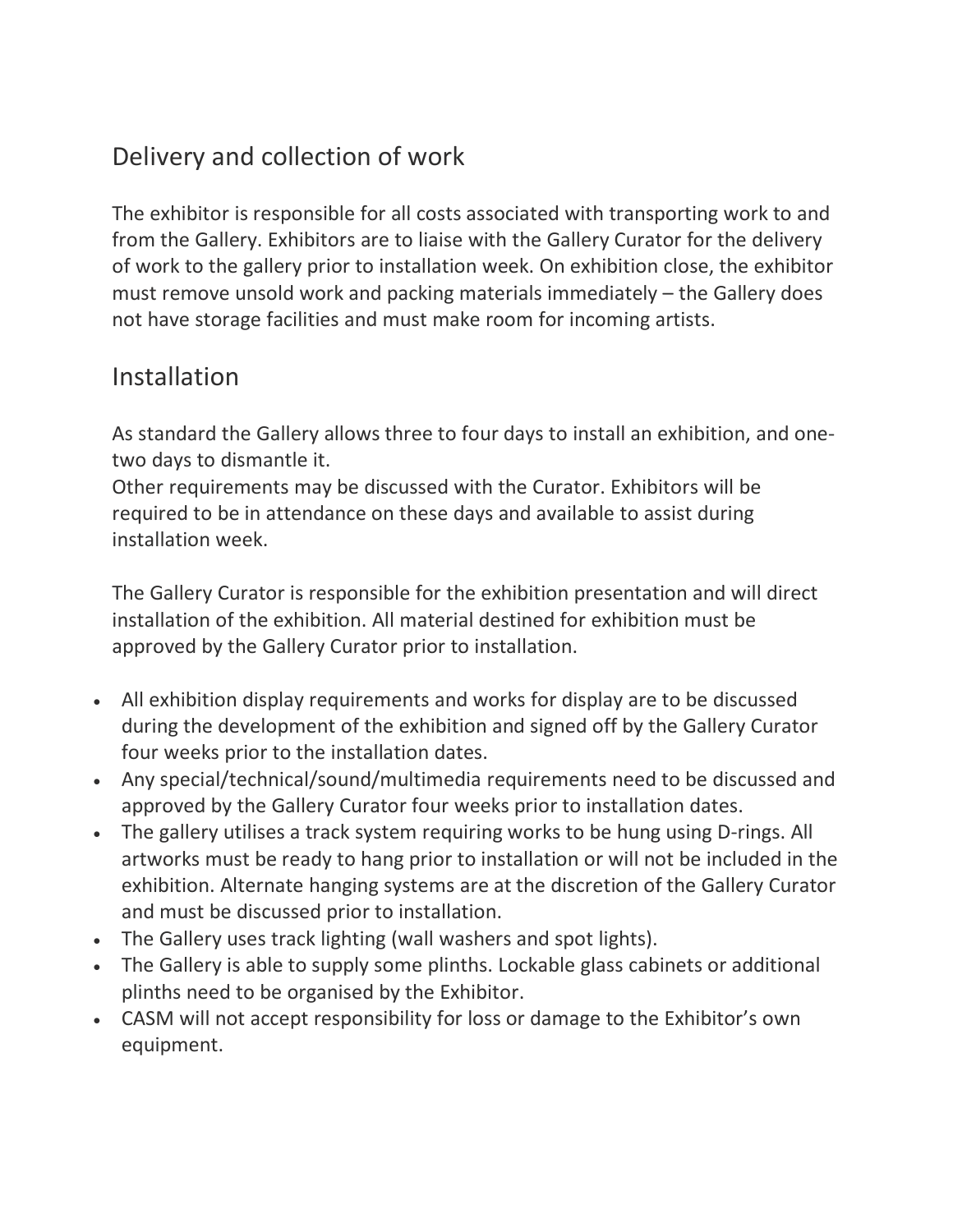## Delivery and collection of work

The exhibitor is responsible for all costs associated with transporting work to and from the Gallery. Exhibitors are to liaise with the Gallery Curator for the delivery of work to the gallery prior to installation week. On exhibition close, the exhibitor must remove unsold work and packing materials immediately – the Gallery does not have storage facilities and must make room for incoming artists.

## Installation

As standard the Gallery allows three to four days to install an exhibition, and one-two days to dismantle it.
Other requirements may be discussed with the Curator. Exhibitors will be required to be in attendance on these days and available to assist during installation week.

The Gallery Curator is responsible for the exhibition presentation and will direct installation of the exhibition. All material destined for exhibition must be approved by the Gallery Curator prior to installation.

- All exhibition display requirements and works for display are to be discussed during the development of the exhibition and signed off by the Gallery Curator four weeks prior to the installation dates.
- Any special/technical/sound/multimedia requirements need to be discussed and approved by the Gallery Curator four weeks prior to installation dates.
- The gallery utilises a track system requiring works to be hung using D-rings. All artworks must be ready to hang prior to installation or will not be included in the exhibition. Alternate hanging systems are at the discretion of the Gallery Curator and must be discussed prior to installation.
- The Gallery uses track lighting (wall washers and spot lights).
- The Gallery is able to supply some plinths. Lockable glass cabinets or additional plinths need to be organised by the Exhibitor.
- CASM will not accept responsibility for loss or damage to the Exhibitor's own equipment.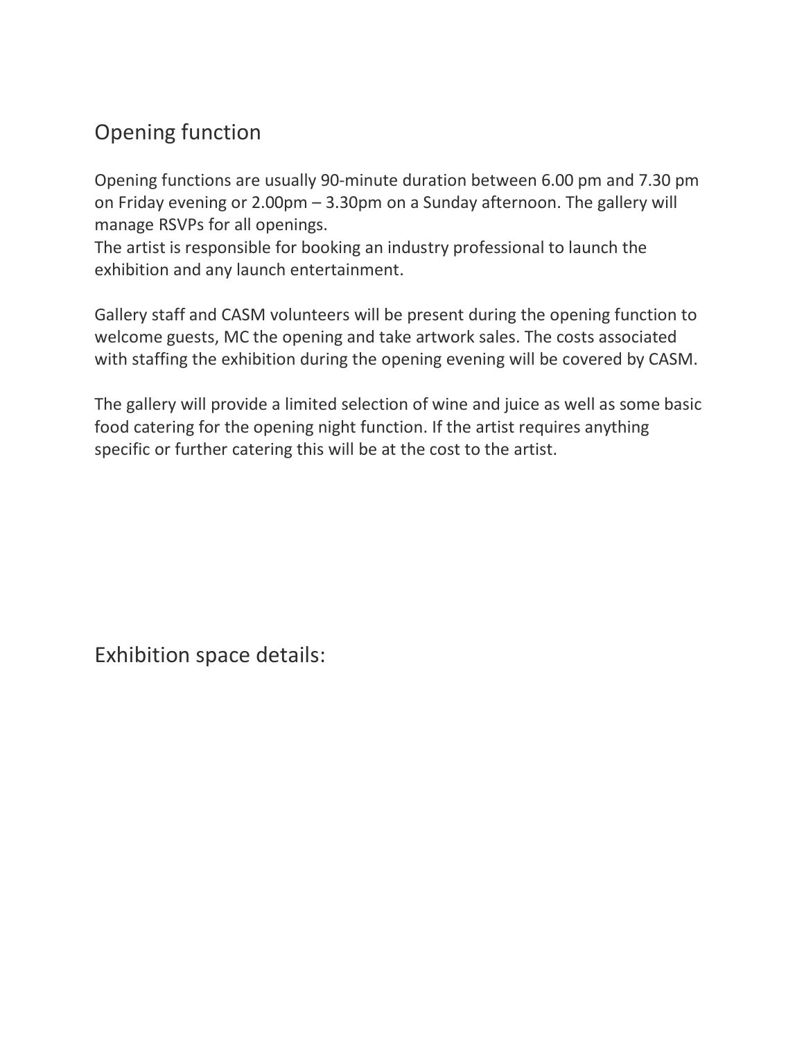## Opening function

Opening functions are usually 90-minute duration between 6.00 pm and 7.30 pm on Friday evening or 2.00pm – 3.30pm on a Sunday afternoon. The gallery will manage RSVPs for all openings.
The artist is responsible for booking an industry professional to launch the exhibition and any launch entertainment.

Gallery staff and CASM volunteers will be present during the opening function to welcome guests, MC the opening and take artwork sales. The costs associated with staffing the exhibition during the opening evening will be covered by CASM.

The gallery will provide a limited selection of wine and juice as well as some basic food catering for the opening night function. If the artist requires anything specific or further catering this will be at the cost to the artist.

## Exhibition space details: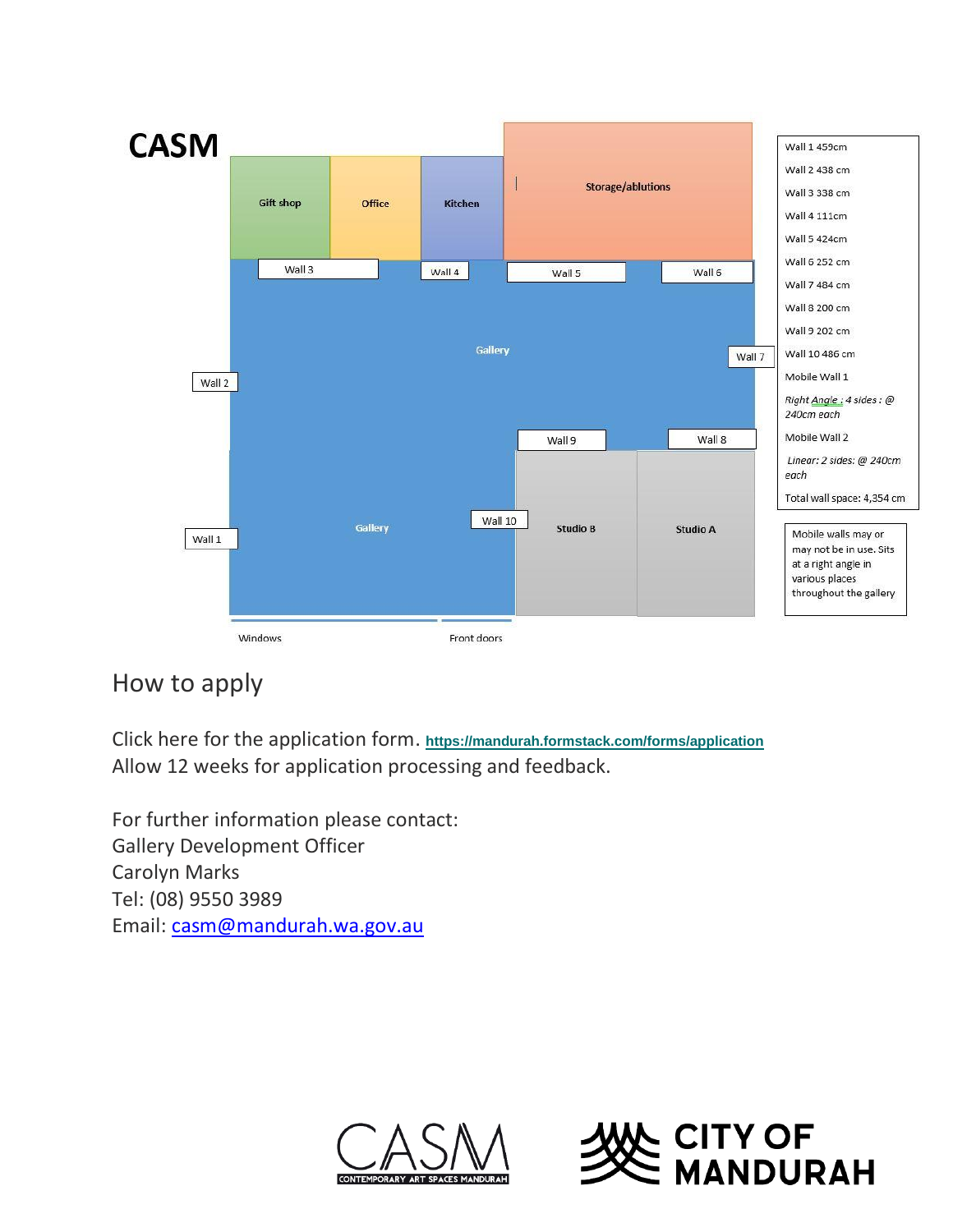# CASM

Gift shop

Office

Kitchen

Storage/ablutions

Wall 3

Wall 4

Wall 5

Wall 6

Gallery

Wall 7

Wall 2

Wall 9

Wall 8

Wall 10

Wall 1

Gallery

Studio B

Studio A

Windows

Front doors

Wall 1 459cm

Wall 2 438 cm

Wall 3 338 cm

Wall 4 111cm

Wall 5 424cm

Wall 6 252 cm

Wall 7 484 cm

Wall 8 200 cm

Wall 9 202 cm

Wall 10 486 cm

Mobile Wall 1

*Right Angle : 4 sides : @ 240cm each*

Mobile Wall 2

*Linear: 2 sides: @ 240cm each*

Total wall space: 4,354 cm

Mobile walls may or may not be in use. Sits at a right angle in various places throughout the gallery

## How to apply

Click here for the application form. **https://mandurah.formstack.com/forms/application**
Allow 12 weeks for application processing and feedback.

For further information please contact:
Gallery Development Officer
Carolyn Marks
Tel: (08) 9550 3989
Email: casm@mandurah.wa.gov.au

CASM CONTEMPORARY ART SPACES MANDURAH

CITY OF MANDURAH